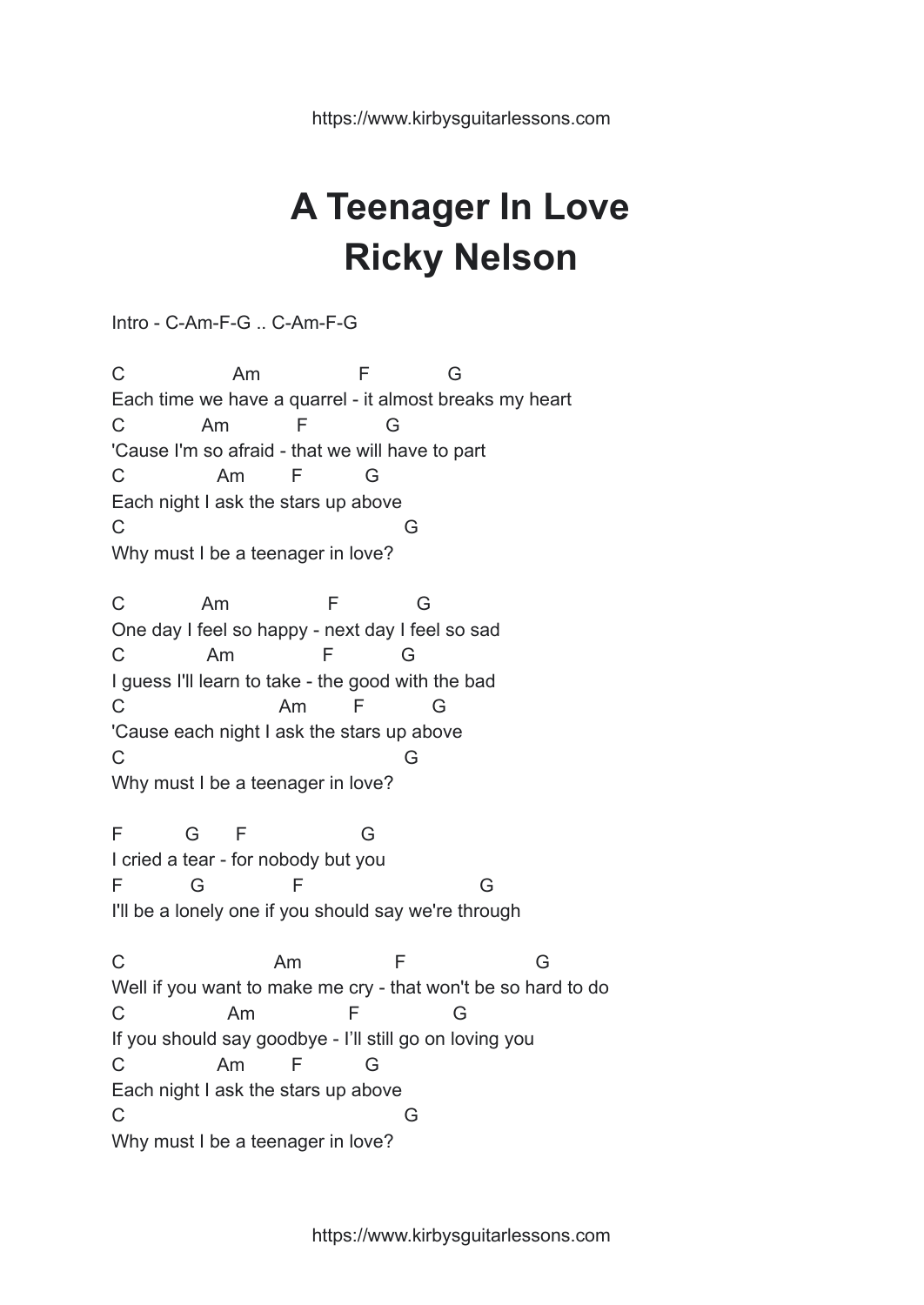# A Teenager In Love
# Ricky Nelson

Intro - C-Am-F-G .. C-Am-F-G

```
C                  Am                  F              G
Each time we have a quarrel - it almost breaks my heart
C              Am            F              G
'Cause I'm so afraid - that we will have to part
C                 Am        F           G
Each night I ask the stars up above
C                                             G
Why must I be a teenager in love?

C              Am                  F              G
One day I feel so happy - next day I feel so sad
C               Am               F           G
I guess I'll learn to take - the good with the bad
C                          Am        F           G
'Cause each night I ask the stars up above
C                                             G
Why must I be a teenager in love?

F           G       F                   G
I cried a tear - for nobody but you
F            G               F                            G
I'll be a lonely one if you should say we're through

C                          Am                 F                     G
Well if you want to make me cry - that won't be so hard to do
C                 Am                F               G
If you should say goodbye - I'll still go on loving you
C                 Am        F           G
Each night I ask the stars up above
C                                             G
Why must I be a teenager in love?
```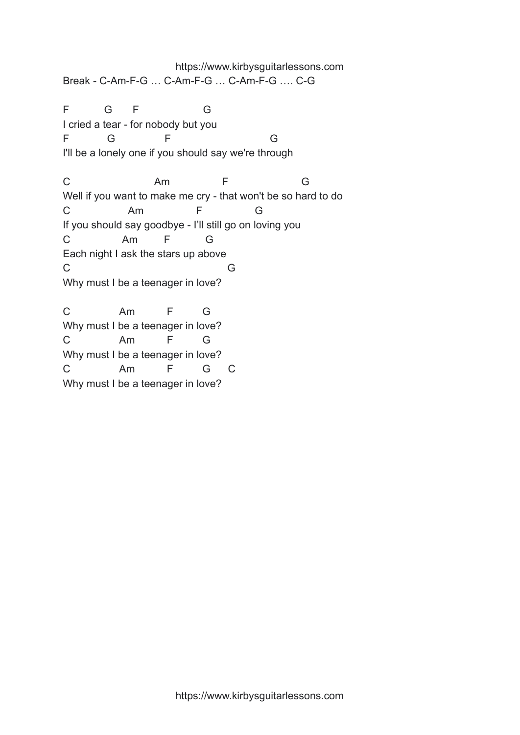Break - C-Am-F-G … C-Am-F-G … C-Am-F-G …. C-G

```
F         G      F                  G
I cried a tear - for nobody but you
F          G              F                          G
I'll be a lonely one if you should say we're through

C                        Am                F                      G
Well if you want to make me cry - that won't be so hard to do
C                  Am                 F               G
If you should say goodbye - I'll still go on loving you
C               Am        F          G
Each night I ask the stars up above
C                                          G
Why must I be a teenager in love?

C              Am          F         G
Why must I be a teenager in love?
C              Am          F         G
Why must I be a teenager in love?
C              Am          F         G      C
Why must I be a teenager in love?
```